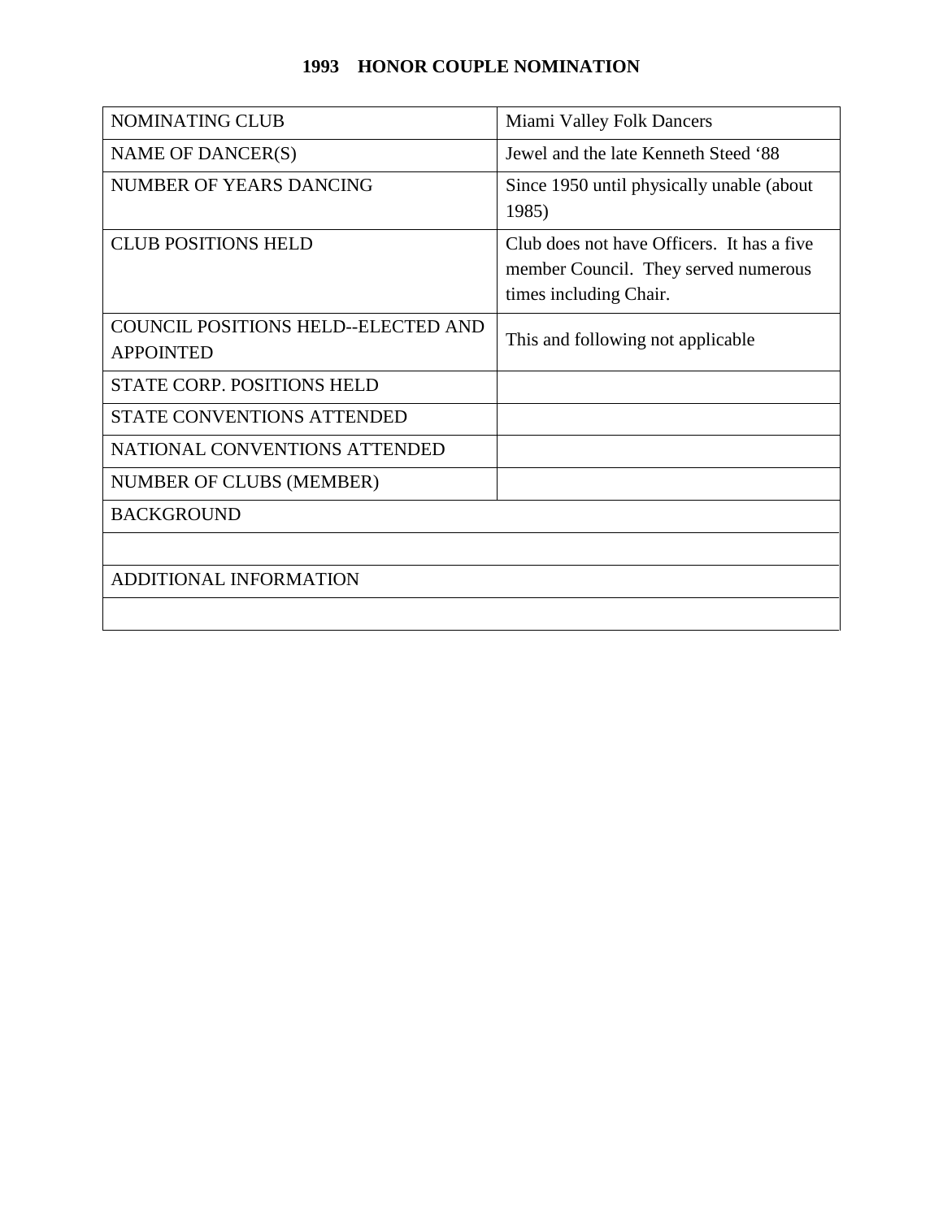# 1993 HONOR COUPLE NOMINATION

| | |
|---|---|
| NOMINATING CLUB | Miami Valley Folk Dancers |
| NAME OF DANCER(S) | Jewel and the late Kenneth Steed '88 |
| NUMBER OF YEARS DANCING | Since 1950 until physically unable (about 1985) |
| CLUB POSITIONS HELD | Club does not have Officers. It has a five member Council. They served numerous times including Chair. |
| COUNCIL POSITIONS HELD--ELECTED AND APPOINTED | This and following not applicable |
| STATE CORP. POSITIONS HELD | |
| STATE CONVENTIONS ATTENDED | |
| NATIONAL CONVENTIONS ATTENDED | |
| NUMBER OF CLUBS (MEMBER) | |
| BACKGROUND | |
| | |
| ADDITIONAL INFORMATION | |
| | |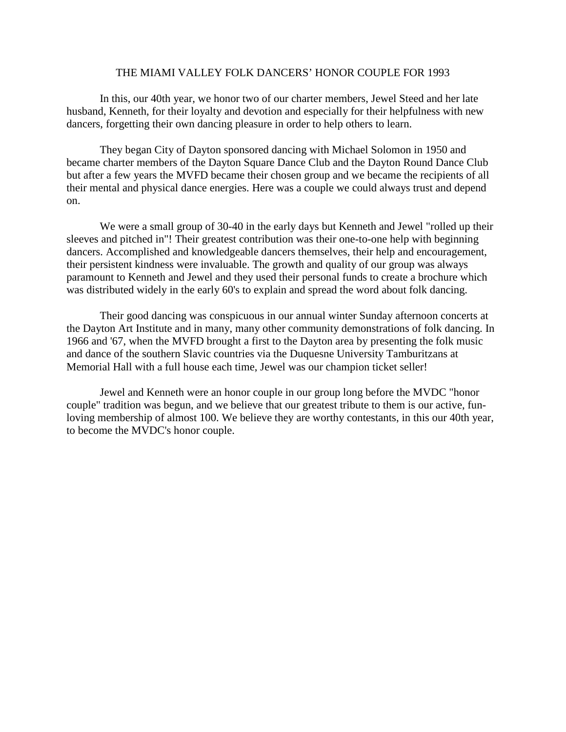# THE MIAMI VALLEY FOLK DANCERS' HONOR COUPLE FOR 1993

In this, our 40th year, we honor two of our charter members, Jewel Steed and her late husband, Kenneth, for their loyalty and devotion and especially for their helpfulness with new dancers, forgetting their own dancing pleasure in order to help others to learn.

They began City of Dayton sponsored dancing with Michael Solomon in 1950 and became charter members of the Dayton Square Dance Club and the Dayton Round Dance Club but after a few years the MVFD became their chosen group and we became the recipients of all their mental and physical dance energies. Here was a couple we could always trust and depend on.

We were a small group of 30-40 in the early days but Kenneth and Jewel "rolled up their sleeves and pitched in"! Their greatest contribution was their one-to-one help with beginning dancers. Accomplished and knowledgeable dancers themselves, their help and encouragement, their persistent kindness were invaluable. The growth and quality of our group was always paramount to Kenneth and Jewel and they used their personal funds to create a brochure which was distributed widely in the early 60's to explain and spread the word about folk dancing.

Their good dancing was conspicuous in our annual winter Sunday afternoon concerts at the Dayton Art Institute and in many, many other community demonstrations of folk dancing. In 1966 and '67, when the MVFD brought a first to the Dayton area by presenting the folk music and dance of the southern Slavic countries via the Duquesne University Tamburitzans at Memorial Hall with a full house each time, Jewel was our champion ticket seller!

Jewel and Kenneth were an honor couple in our group long before the MVDC "honor couple" tradition was begun, and we believe that our greatest tribute to them is our active, fun-loving membership of almost 100. We believe they are worthy contestants, in this our 40th year, to become the MVDC's honor couple.